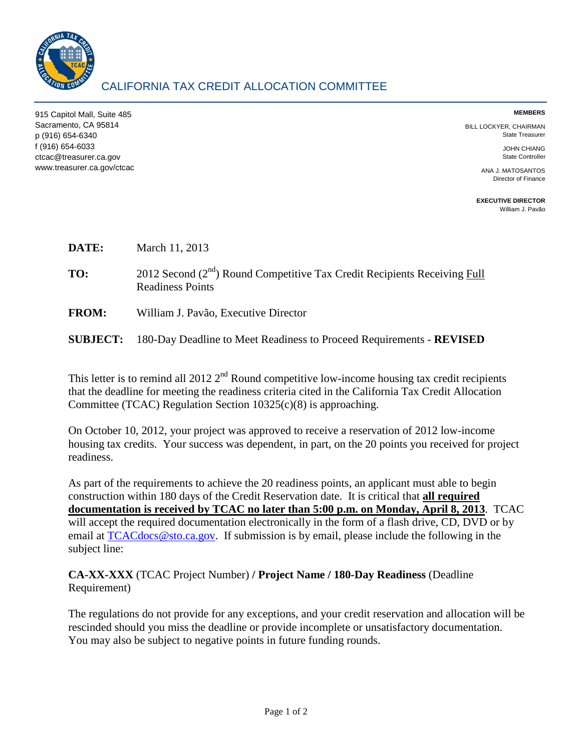# CALIFORNIA TAX CREDIT ALLOCATION COMMITTEE

915 Capitol Mall, Suite 485
Sacramento, CA 95814
p (916) 654-6340
f (916) 654-6033
ctcac@treasurer.ca.gov
www.treasurer.ca.gov/ctcac

**MEMBERS**

BILL LOCKYER, CHAIRMAN
State Treasurer

JOHN CHIANG
State Controller

ANA J. MATOSANTOS
Director of Finance

**EXECUTIVE DIRECTOR**
William J. Pavão

**DATE:** March 11, 2013

**TO:** 2012 Second (2nd) Round Competitive Tax Credit Recipients Receiving Full Readiness Points

**FROM:** William J. Pavão, Executive Director

**SUBJECT:** 180-Day Deadline to Meet Readiness to Proceed Requirements - **REVISED**

This letter is to remind all 2012 2nd Round competitive low-income housing tax credit recipients that the deadline for meeting the readiness criteria cited in the California Tax Credit Allocation Committee (TCAC) Regulation Section 10325(c)(8) is approaching.

On October 10, 2012, your project was approved to receive a reservation of 2012 low-income housing tax credits. Your success was dependent, in part, on the 20 points you received for project readiness.

As part of the requirements to achieve the 20 readiness points, an applicant must able to begin construction within 180 days of the Credit Reservation date. It is critical that **all required documentation is received by TCAC no later than 5:00 p.m. on Monday, April 8, 2013**. TCAC will accept the required documentation electronically in the form of a flash drive, CD, DVD or by email at TCACdocs@sto.ca.gov. If submission is by email, please include the following in the subject line:

**CA-XX-XXX** (TCAC Project Number) **/ Project Name / 180-Day Readiness** (Deadline Requirement)

The regulations do not provide for any exceptions, and your credit reservation and allocation will be rescinded should you miss the deadline or provide incomplete or unsatisfactory documentation. You may also be subject to negative points in future funding rounds.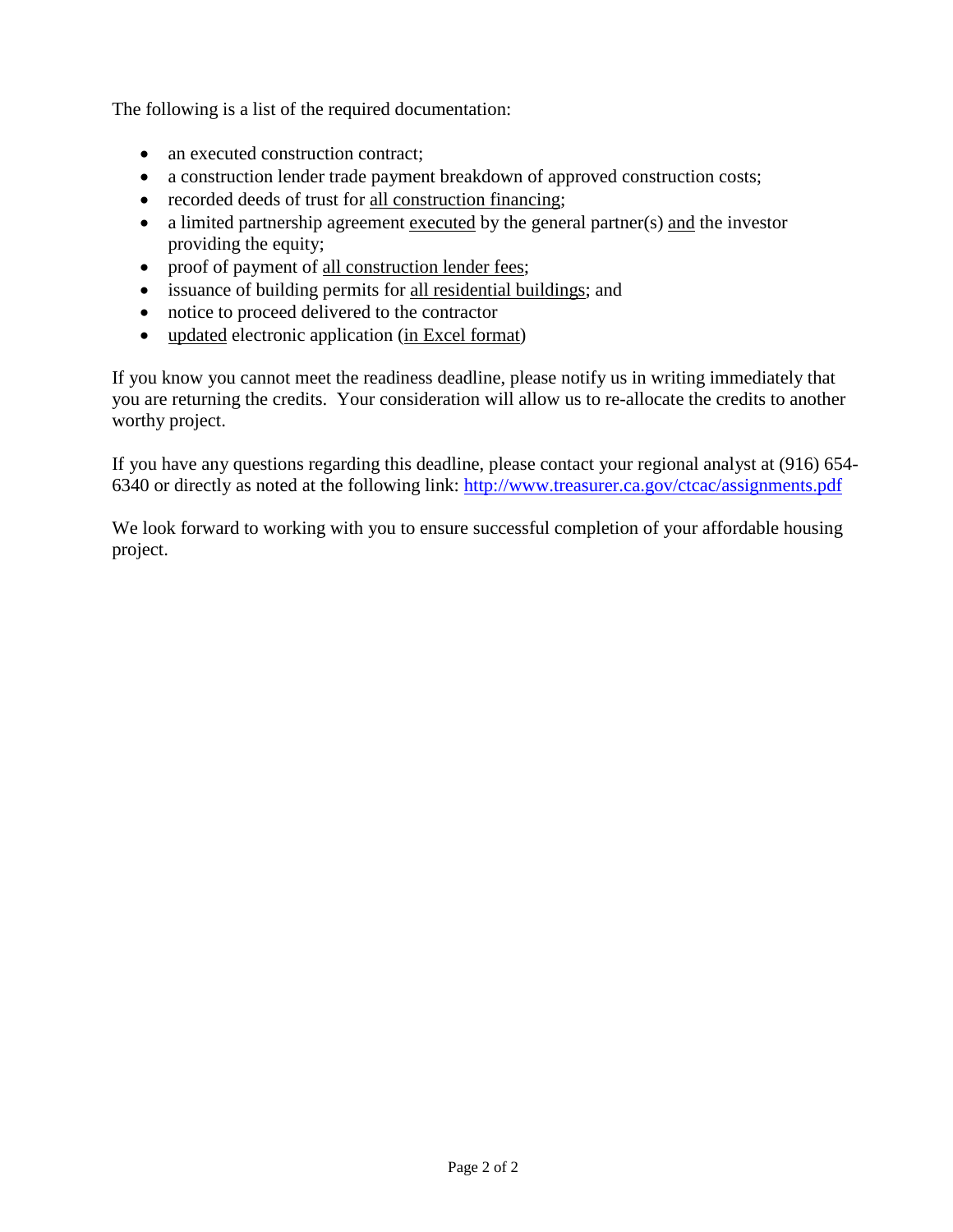The following is a list of the required documentation:

- an executed construction contract;
- a construction lender trade payment breakdown of approved construction costs;
- recorded deeds of trust for all construction financing;
- a limited partnership agreement executed by the general partner(s) and the investor providing the equity;
- proof of payment of all construction lender fees;
- issuance of building permits for all residential buildings; and
- notice to proceed delivered to the contractor
- updated electronic application (in Excel format)

If you know you cannot meet the readiness deadline, please notify us in writing immediately that you are returning the credits. Your consideration will allow us to re-allocate the credits to another worthy project.

If you have any questions regarding this deadline, please contact your regional analyst at (916) 654-6340 or directly as noted at the following link: http://www.treasurer.ca.gov/ctcac/assignments.pdf

We look forward to working with you to ensure successful completion of your affordable housing project.